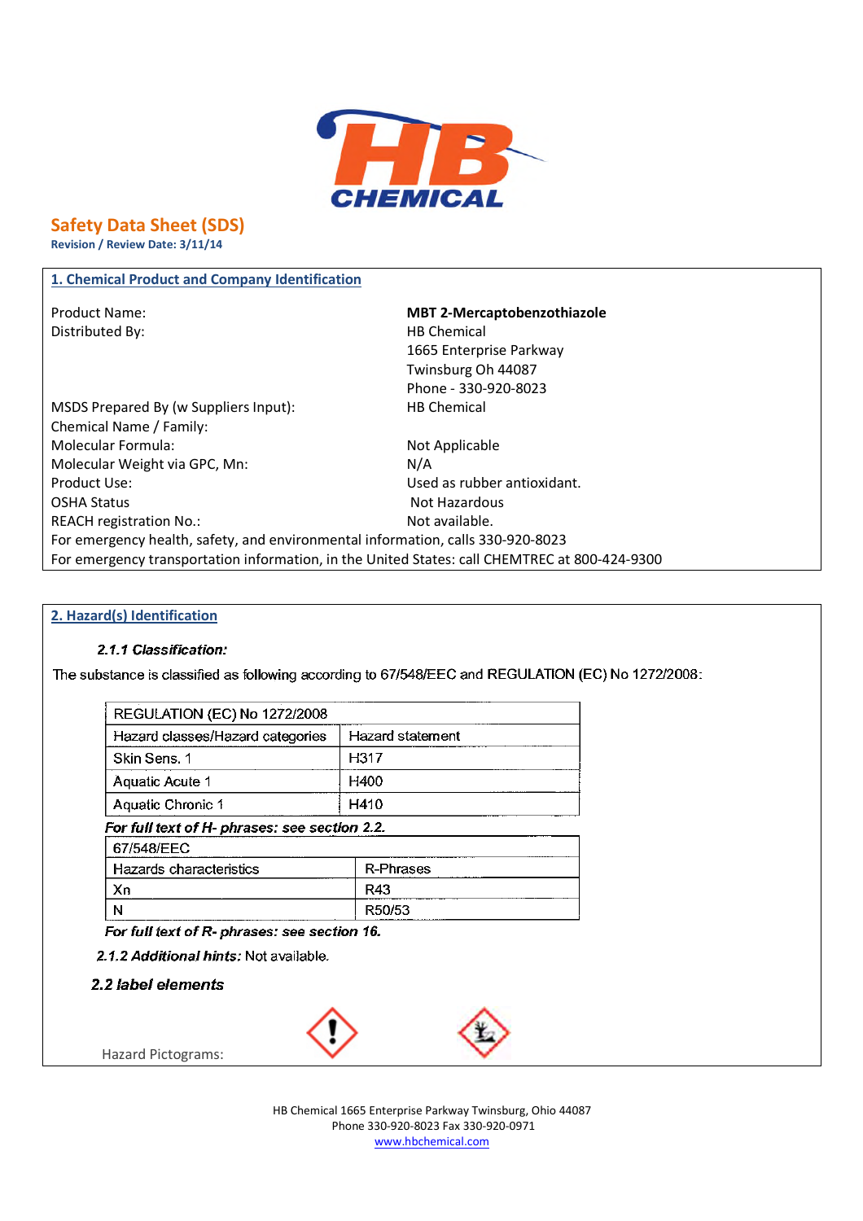# Safety Data Sheet (SDS)

**Revision / Review Date: 3/11/14**

## 1. Chemical Product and Company Identification

| | |
|---|---|
| Product Name: | **MBT 2-Mercaptobenzothiazole** |
| Distributed By: | HB Chemical<br>1665 Enterprise Parkway<br>Twinsburg Oh 44087<br>Phone - 330-920-8023 |
| MSDS Prepared By (w Suppliers Input): | HB Chemical |
| Chemical Name / Family: | |
| Molecular Formula: | Not Applicable |
| Molecular Weight via GPC, Mn: | N/A |
| Product Use: | Used as rubber antioxidant. |
| OSHA Status | Not Hazardous |
| REACH registration No.: | Not available. |

For emergency health, safety, and environmental information, calls 330-920-8023

For emergency transportation information, in the United States: call CHEMTREC at 800-424-9300

## 2. Hazard(s) Identification

### *2.1.1 Classification:*

The substance is classified as following according to 67/548/EEC and REGULATION (EC) No 1272/2008:

| REGULATION (EC) No 1272/2008 | |
|---|---|
| Hazard classes/Hazard categories | Hazard statement |
| Skin Sens. 1 | H317 |
| Aquatic Acute 1 | H400 |
| Aquatic Chronic 1 | H410 |

***For full text of H- phrases: see section 2.2.***

| 67/548/EEC | |
|---|---|
| Hazards characteristics | R-Phrases |
| Xn | R43 |
| N | R50/53 |

***For full text of R- phrases: see section 16.***

***2.1.2 Additional hints:*** Not available.

### *2.2 label elements*

Hazard Pictograms: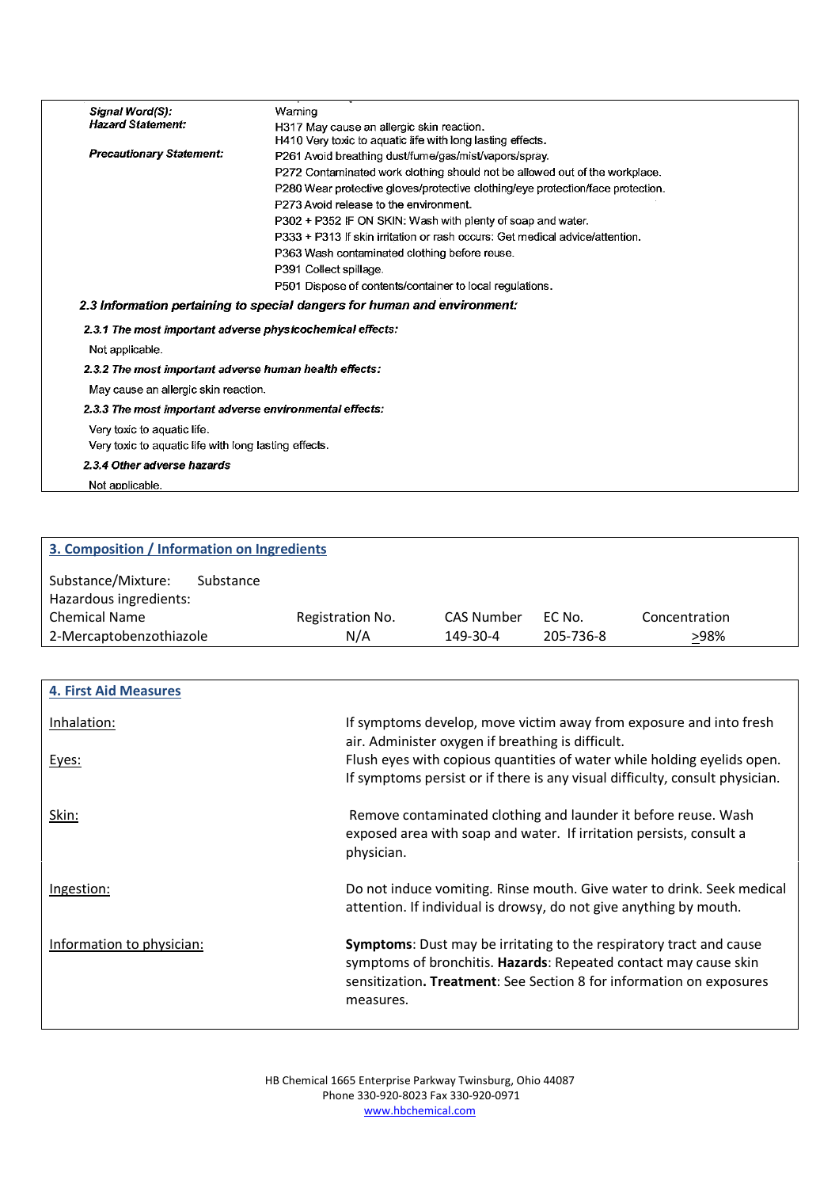| | |
|---|---|
| ***Signal Word(S):*** | Warning |
| ***Hazard Statement:*** | H317 May cause an allergic skin reaction.<br>H410 Very toxic to aquatic life with long lasting effects. |
| ***Precautionary Statement:*** | P261 Avoid breathing dust/fume/gas/mist/vapors/spray.<br>P272 Contaminated work clothing should not be allowed out of the workplace.<br>P280 Wear protective gloves/protective clothing/eye protection/face protection.<br>P273 Avoid release to the environment.<br>P302 + P352 IF ON SKIN: Wash with plenty of soap and water.<br>P333 + P313 If skin irritation or rash occurs: Get medical advice/attention.<br>P363 Wash contaminated clothing before reuse.<br>P391 Collect spillage.<br>P501 Dispose of contents/container to local regulations. |

### *2.3 Information pertaining to special dangers for human and environment:*

#### *2.3.1 The most important adverse physicochemical effects:*

Not applicable.

#### *2.3.2 The most important adverse human health effects:*

May cause an allergic skin reaction.

#### *2.3.3 The most important adverse environmental effects:*

Very toxic to aquatic life.
Very toxic to aquatic life with long lasting effects.

#### *2.3.4 Other adverse hazards*

Not applicable.

## 3. Composition / Information on Ingredients

Substance/Mixture: Substance

Hazardous ingredients:

| Chemical Name | Registration No. | CAS Number | EC No. | Concentration |
|---|---|---|---|---|
| 2-Mercaptobenzothiazole | N/A | 149-30-4 | 205-736-8 | ≥98% |

## 4. First Aid Measures

| | |
|---|---|
| Inhalation: | If symptoms develop, move victim away from exposure and into fresh air. Administer oxygen if breathing is difficult. |
| Eyes: | Flush eyes with copious quantities of water while holding eyelids open. If symptoms persist or if there is any visual difficulty, consult physician. |
| Skin: | Remove contaminated clothing and launder it before reuse. Wash exposed area with soap and water. If irritation persists, consult a physician. |
| Ingestion: | Do not induce vomiting. Rinse mouth. Give water to drink. Seek medical attention. If individual is drowsy, do not give anything by mouth. |
| Information to physician: | **Symptoms**: Dust may be irritating to the respiratory tract and cause symptoms of bronchitis. **Hazards**: Repeated contact may cause skin sensitization**. Treatment**: See Section 8 for information on exposures measures. |

HB Chemical 1665 Enterprise Parkway Twinsburg, Ohio 44087
Phone 330-920-8023 Fax 330-920-0971
www.hbchemical.com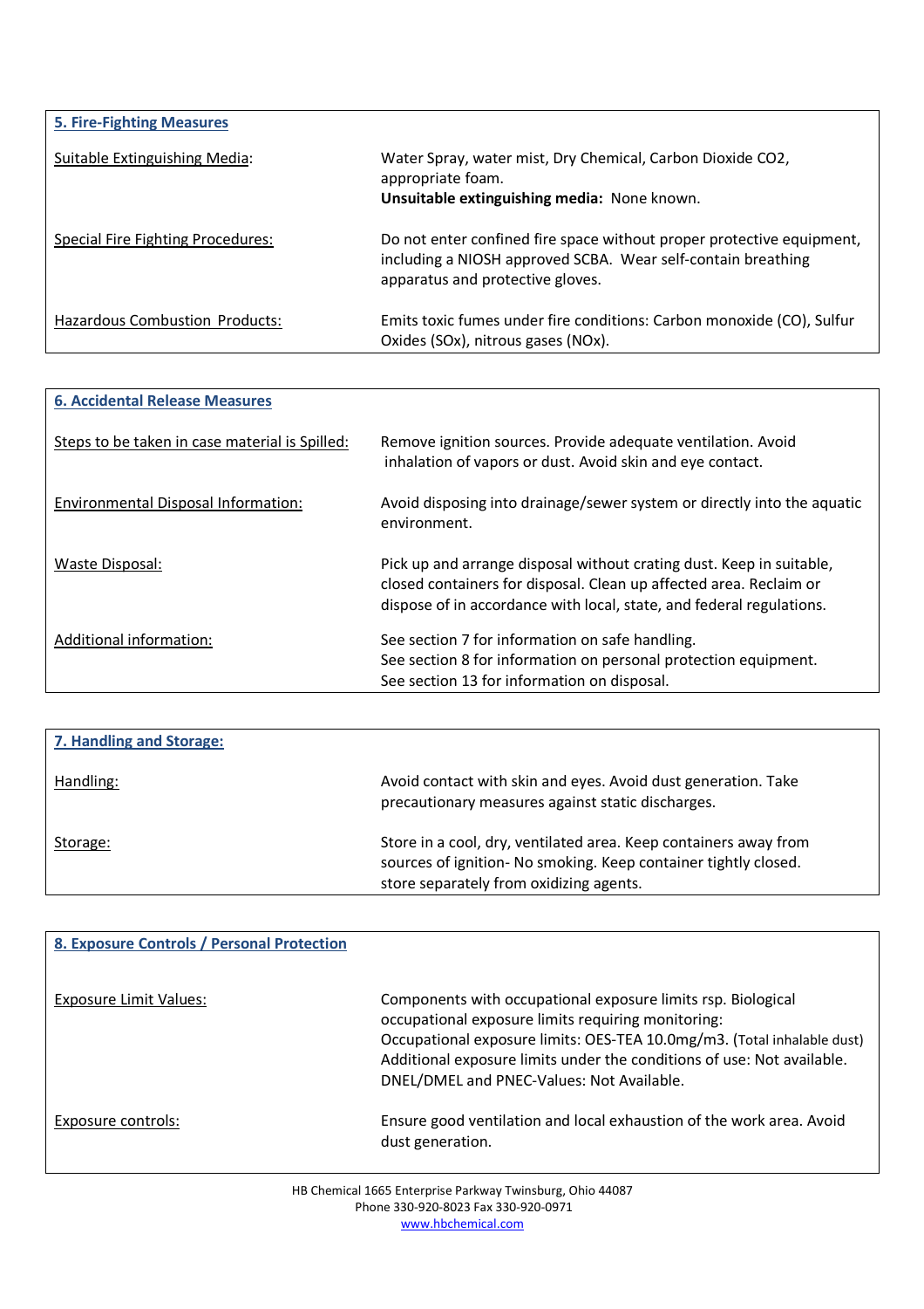## 5. Fire-Fighting Measures

| | |
|---|---|
| Suitable Extinguishing Media: | Water Spray, water mist, Dry Chemical, Carbon Dioxide $CO_2$, appropriate foam.<br>**Unsuitable extinguishing media:** None known. |
| Special Fire Fighting Procedures: | Do not enter confined fire space without proper protective equipment, including a NIOSH approved SCBA. Wear self-contain breathing apparatus and protective gloves. |
| Hazardous Combustion Products: | Emits toxic fumes under fire conditions: Carbon monoxide (CO), Sulfur Oxides (SOx), nitrous gases (NOx). |

## 6. Accidental Release Measures

| | |
|---|---|
| Steps to be taken in case material is Spilled: | Remove ignition sources. Provide adequate ventilation. Avoid inhalation of vapors or dust. Avoid skin and eye contact. |
| Environmental Disposal Information: | Avoid disposing into drainage/sewer system or directly into the aquatic environment. |
| Waste Disposal: | Pick up and arrange disposal without crating dust. Keep in suitable, closed containers for disposal. Clean up affected area. Reclaim or dispose of in accordance with local, state, and federal regulations. |
| Additional information: | See section 7 for information on safe handling.<br>See section 8 for information on personal protection equipment.<br>See section 13 for information on disposal. |

## 7. Handling and Storage:

| | |
|---|---|
| Handling: | Avoid contact with skin and eyes. Avoid dust generation. Take precautionary measures against static discharges. |
| Storage: | Store in a cool, dry, ventilated area. Keep containers away from sources of ignition- No smoking. Keep container tightly closed. store separately from oxidizing agents. |

## 8. Exposure Controls / Personal Protection

| | |
|---|---|
| Exposure Limit Values: | Components with occupational exposure limits rsp. Biological occupational exposure limits requiring monitoring:<br>Occupational exposure limits: OES-TEA 10.0mg/m3. (Total inhalable dust)<br>Additional exposure limits under the conditions of use: Not available.<br>DNEL/DMEL and PNEC-Values: Not Available. |
| Exposure controls: | Ensure good ventilation and local exhaustion of the work area. Avoid dust generation. |

HB Chemical 1665 Enterprise Parkway Twinsburg, Ohio 44087
Phone 330-920-8023 Fax 330-920-0971
www.hbchemical.com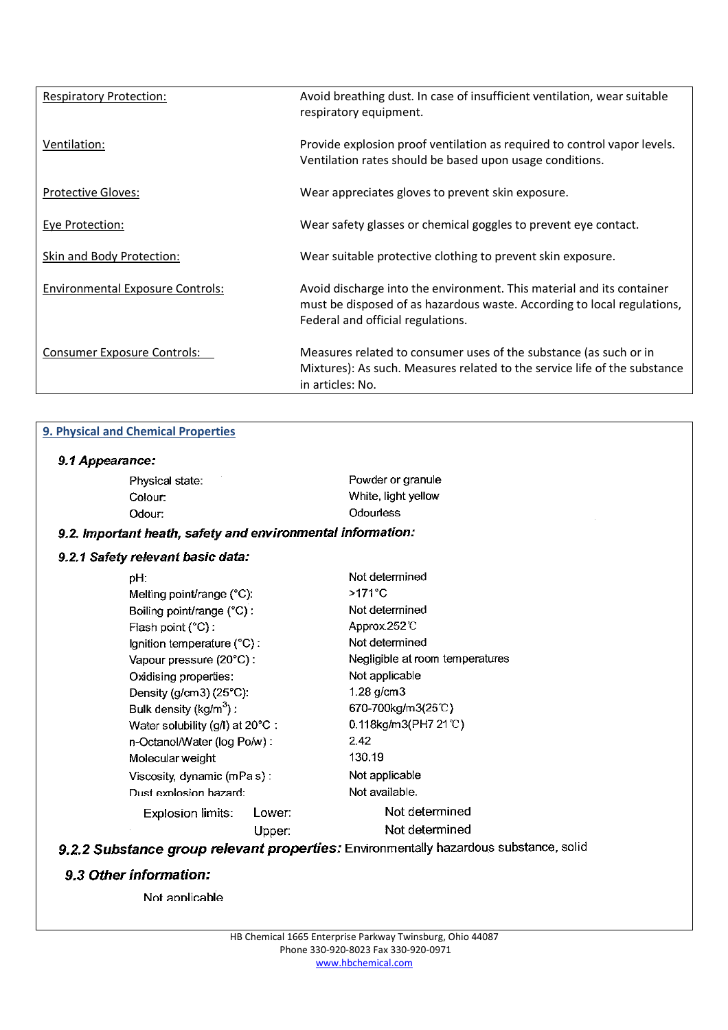| | |
|---|---|
| Respiratory Protection: | Avoid breathing dust. In case of insufficient ventilation, wear suitable respiratory equipment. |
| Ventilation: | Provide explosion proof ventilation as required to control vapor levels. Ventilation rates should be based upon usage conditions. |
| Protective Gloves: | Wear appreciates gloves to prevent skin exposure. |
| Eye Protection: | Wear safety glasses or chemical goggles to prevent eye contact. |
| Skin and Body Protection: | Wear suitable protective clothing to prevent skin exposure. |
| Environmental Exposure Controls: | Avoid discharge into the environment. This material and its container must be disposed of as hazardous waste. According to local regulations, Federal and official regulations. |
| Consumer Exposure Controls: | Measures related to consumer uses of the substance (as such or in Mixtures): As such. Measures related to the service life of the substance in articles: No. |

## 9. Physical and Chemical Properties

### *9.1 Appearance:*

| | |
|---|---|
| Physical state: | Powder or granule |
| Colour: | White, light yellow |
| Odour: | Odourless |

### *9.2. Important heath, safety and environmental information:*

### *9.2.1 Safety relevant basic data:*

| | | |
|---|---|---|
| pH: | | Not determined |
| Melting point/range (°C): | | >171°C |
| Boiling point/range (°C) : | | Not determined |
| Flash point (°C) : | | Approx.252℃ |
| Ignition temperature (°C) : | | Not determined |
| Vapour pressure (20°C) : | | Negligible at room temperatures |
| Oxidising properties: | | Not applicable |
| Density (g/cm3) (25°C): | | 1.28 g/cm3 |
| Bulk density (kg/m$^3$) : | | 670-700kg/m3(25℃) |
| Water solubility (g/l) at 20°C : | | 0.118kg/m3(PH7 21℃) |
| n-Octanol/Water (log Po/w) : | | 2.42 |
| Molecular weight | | 130.19 |
| Viscosity, dynamic (mPa s) : | | Not applicable |
| Dust explosion hazard: | | Not available. |
| Explosion limits: | Lower: | Not determined |
| | Upper: | Not determined |

***9.2.2 Substance group relevant properties:*** Environmentally hazardous substance, solid

### *9.3 Other information:*

Not applicable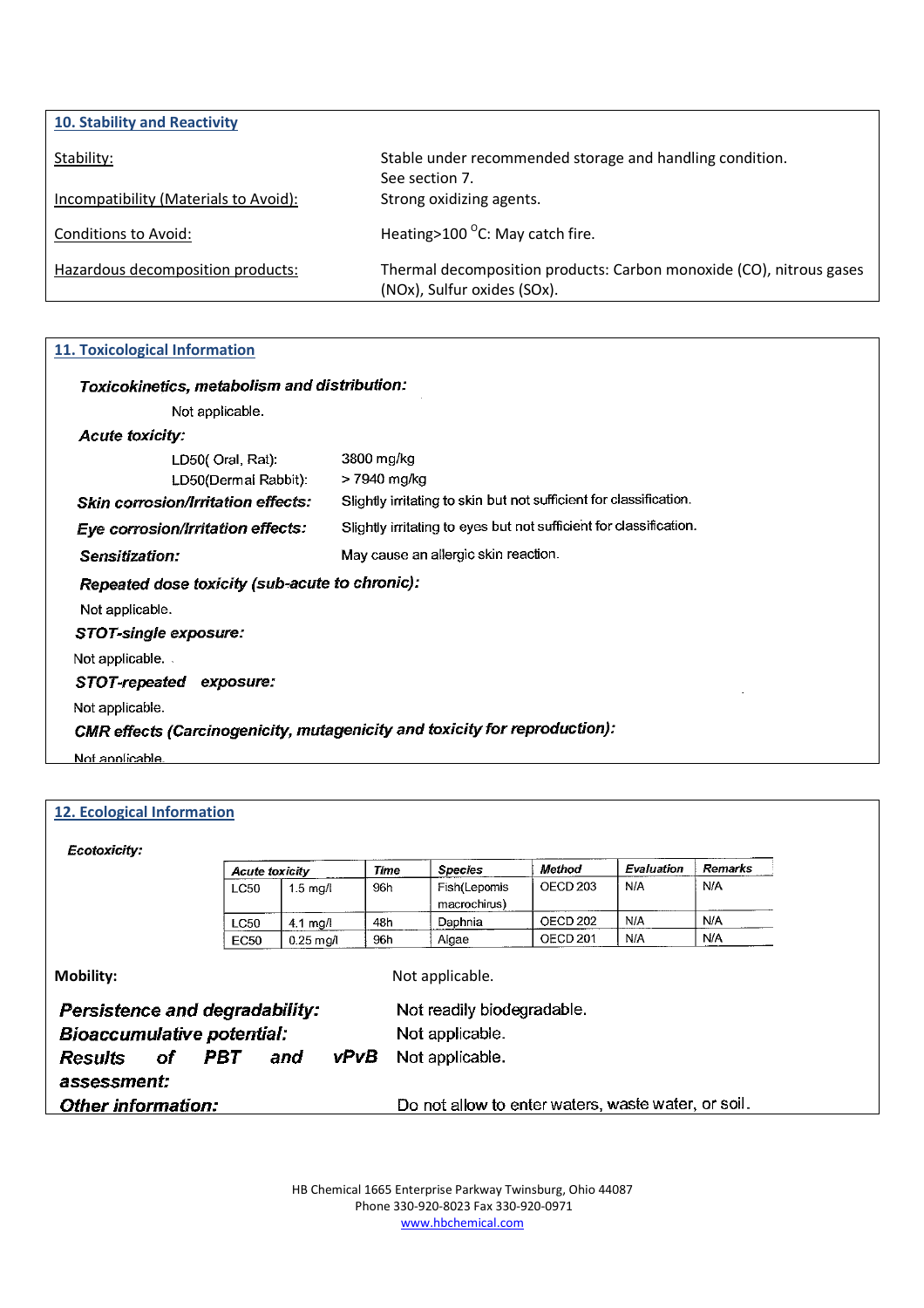## 10. Stability and Reactivity

Stability: Stable under recommended storage and handling condition. See section 7.

Incompatibility (Materials to Avoid): Strong oxidizing agents.

Conditions to Avoid: Heating>100 $^{O}$C: May catch fire.

Hazardous decomposition products: Thermal decomposition products: Carbon monoxide (CO), nitrous gases (NOx), Sulfur oxides (SOx).

## 11. Toxicological Information

***Toxicokinetics, metabolism and distribution:***

Not applicable.

***Acute toxicity:***

LD50( Oral, Rat): 3800 mg/kg

LD50(Dermal Rabbit): > 7940 mg/kg

***Skin corrosion/Irritation effects:*** Slightly irritating to skin but not sufficient for classification.

***Eye corrosion/Irritation effects:*** Slightly irritating to eyes but not sufficient for classification.

***Sensitization:*** May cause an allergic skin reaction.

***Repeated dose toxicity (sub-acute to chronic):***

Not applicable.

***STOT-single exposure:***

Not applicable.

***STOT-repeated exposure:***

Not applicable.

***CMR effects (Carcinogenicity, mutagenicity and toxicity for reproduction):***

Not applicable.

## 12. Ecological Information

***Ecotoxicity:***

| *Acute toxicity* | | *Time* | *Species* | *Method* | *Evaluation* | *Remarks* |
|---|---|---|---|---|---|---|
| LC50 | 1.5 mg/l | 96h | Fish(Lepomis macrochirus) | OECD 203 | N/A | N/A |
| LC50 | 4.1 mg/l | 48h | Daphnia | OECD 202 | N/A | N/A |
| EC50 | 0.25 mg/l | 96h | Algae | OECD 201 | N/A | N/A |

**Mobility:** Not applicable.

***Persistence and degradability:*** Not readily biodegradable.

***Bioaccumulative potential:*** Not applicable.

***Results of PBT and vPvB assessment:*** Not applicable.

***Other information:*** Do not allow to enter waters, waste water, or soil.

HB Chemical 1665 Enterprise Parkway Twinsburg, Ohio 44087
Phone 330-920-8023 Fax 330-920-0971
www.hbchemical.com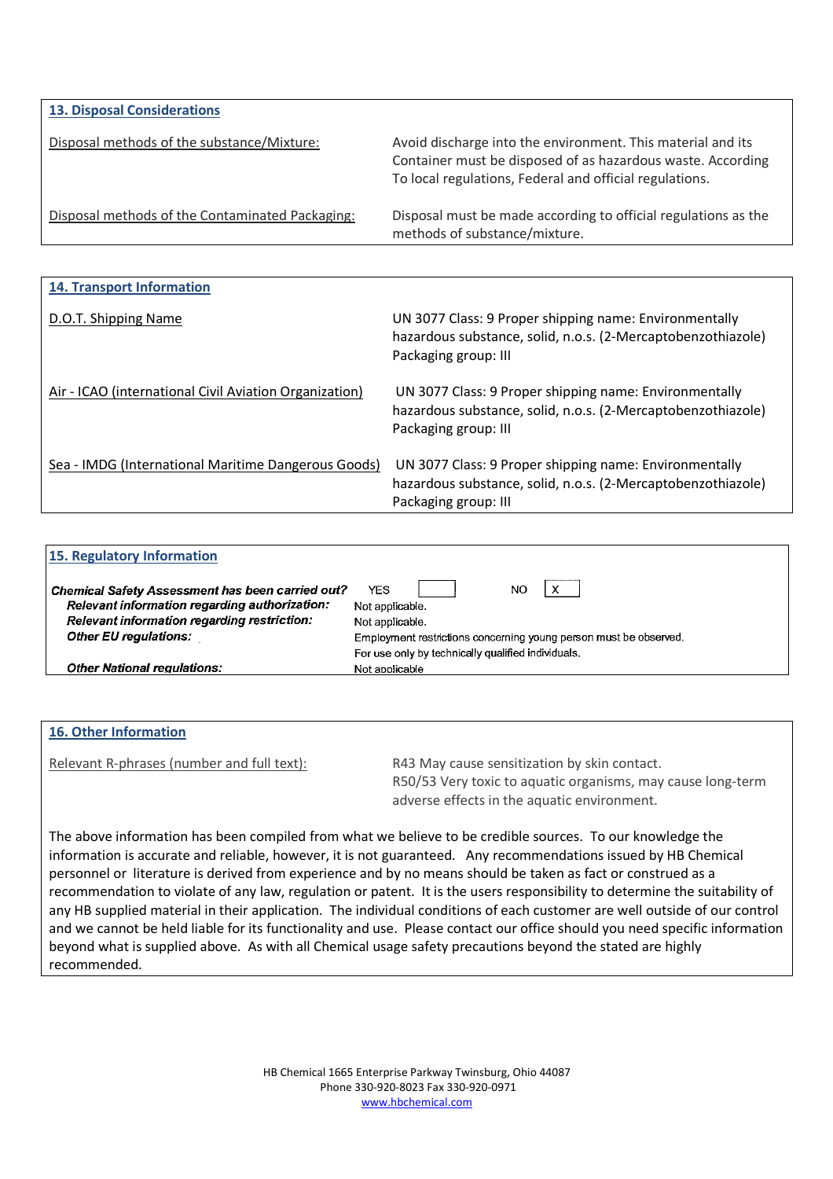## 13. Disposal Considerations

| | |
|---|---|
| Disposal methods of the substance/Mixture: | Avoid discharge into the environment. This material and its Container must be disposed of as hazardous waste. According To local regulations, Federal and official regulations. |
| Disposal methods of the Contaminated Packaging: | Disposal must be made according to official regulations as the methods of substance/mixture. |

## 14. Transport Information

| | |
|---|---|
| D.O.T. Shipping Name | UN 3077 Class: 9 Proper shipping name: Environmentally hazardous substance, solid, n.o.s. (2-Mercaptobenzothiazole) Packaging group: III |
| Air - ICAO (international Civil Aviation Organization) | UN 3077 Class: 9 Proper shipping name: Environmentally hazardous substance, solid, n.o.s. (2-Mercaptobenzothiazole) Packaging group: III |
| Sea - IMDG (International Maritime Dangerous Goods) | UN 3077 Class: 9 Proper shipping name: Environmentally hazardous substance, solid, n.o.s. (2-Mercaptobenzothiazole) Packaging group: III |

## 15. Regulatory Information

| | |
|---|---|
| ***Chemical Safety Assessment has been carried out?*** | YES [ ] NO [X] |
| ***Relevant information regarding authorization:*** | Not applicable. |
| ***Relevant information regarding restriction:*** | Not applicable. |
| ***Other EU regulations:*** | Employment restrictions concerning young person must be observed. For use only by technically qualified individuals. |
| ***Other National regulations:*** | Not applicable |

## 16. Other Information

| | |
|---|---|
| Relevant R-phrases (number and full text): | R43 May cause sensitization by skin contact. R50/53 Very toxic to aquatic organisms, may cause long-term adverse effects in the aquatic environment. |

The above information has been compiled from what we believe to be credible sources. To our knowledge the information is accurate and reliable, however, it is not guaranteed. Any recommendations issued by HB Chemical personnel or literature is derived from experience and by no means should be taken as fact or construed as a recommendation to violate of any law, regulation or patent. It is the users responsibility to determine the suitability of any HB supplied material in their application. The individual conditions of each customer are well outside of our control and we cannot be held liable for its functionality and use. Please contact our office should you need specific information beyond what is supplied above. As with all Chemical usage safety precautions beyond the stated are highly recommended.

HB Chemical 1665 Enterprise Parkway Twinsburg, Ohio 44087
Phone 330-920-8023 Fax 330-920-0971
www.hbchemical.com